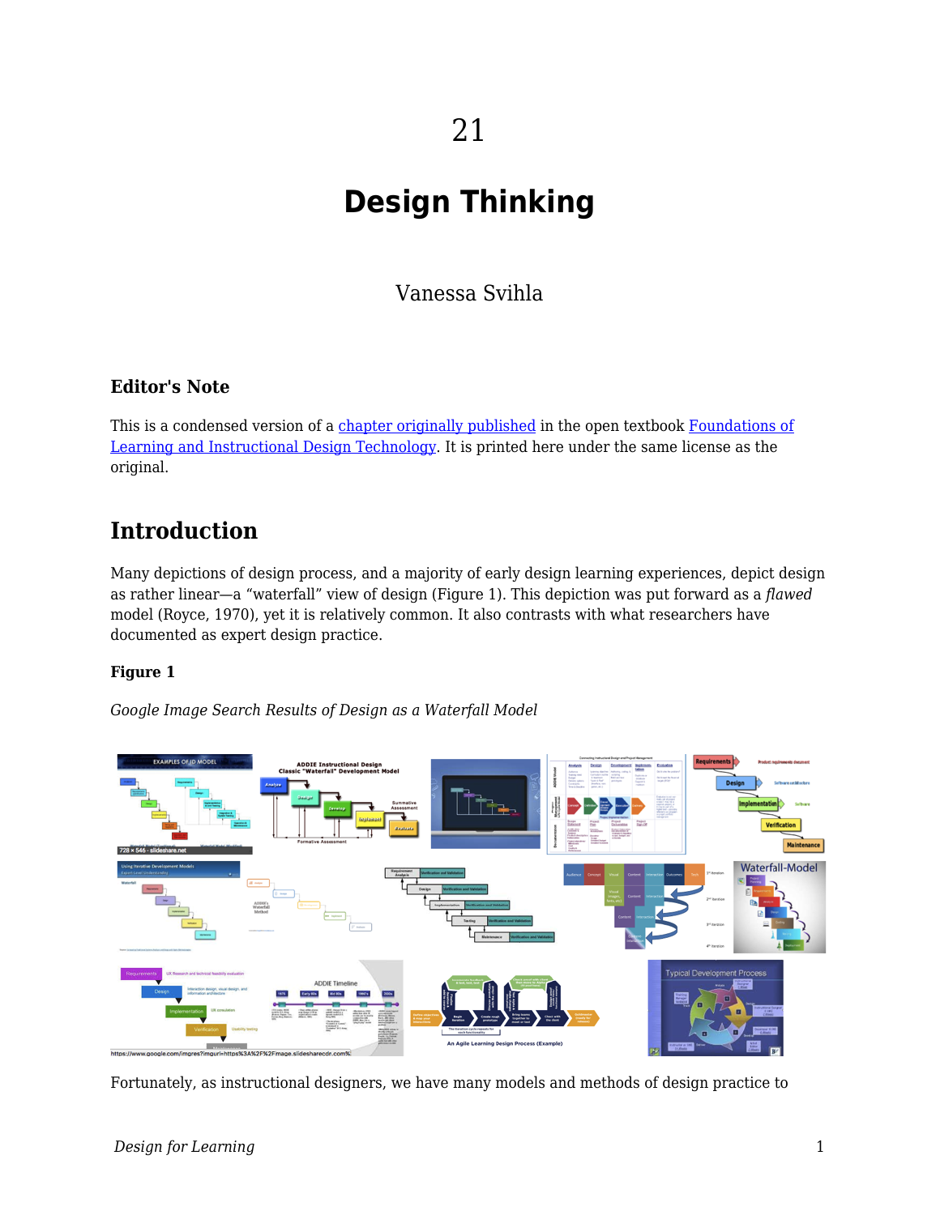# 21

# Design Thinking

Vanessa Svihla

### Editor's Note

This is a condensed version of a chapter originally published in the open textbook Foundations of Learning and Instructional Design Technology. It is printed here under the same license as the original.

## Introduction

Many depictions of design process, and a majority of early design learning experiences, depict design as rather linear—a "waterfall" view of design (Figure 1). This depiction was put forward as a *flawed* model (Royce, 1970), yet it is relatively common. It also contrasts with what researchers have documented as expert design practice.

**Figure 1**

*Google Image Search Results of Design as a Waterfall Model*

Fortunately, as instructional designers, we have many models and methods of design practice to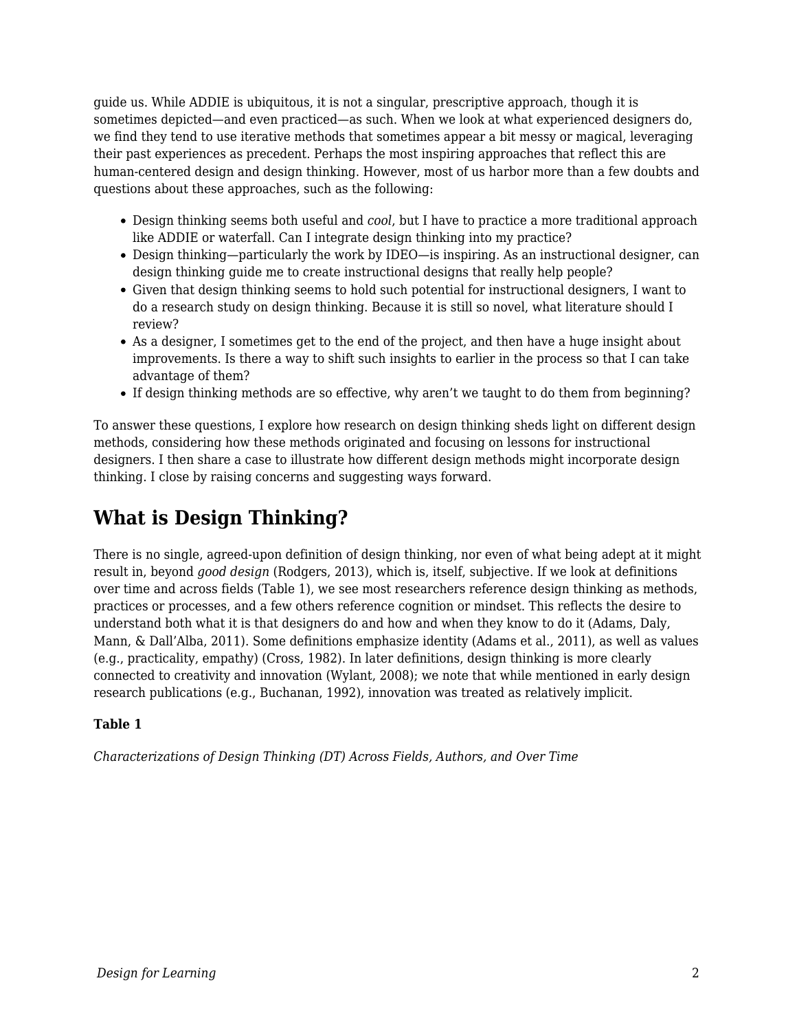guide us. While ADDIE is ubiquitous, it is not a singular, prescriptive approach, though it is sometimes depicted—and even practiced—as such. When we look at what experienced designers do, we find they tend to use iterative methods that sometimes appear a bit messy or magical, leveraging their past experiences as precedent. Perhaps the most inspiring approaches that reflect this are human-centered design and design thinking. However, most of us harbor more than a few doubts and questions about these approaches, such as the following:

- Design thinking seems both useful and *cool*, but I have to practice a more traditional approach like ADDIE or waterfall. Can I integrate design thinking into my practice?
- Design thinking—particularly the work by IDEO—is inspiring. As an instructional designer, can design thinking guide me to create instructional designs that really help people?
- Given that design thinking seems to hold such potential for instructional designers, I want to do a research study on design thinking. Because it is still so novel, what literature should I review?
- As a designer, I sometimes get to the end of the project, and then have a huge insight about improvements. Is there a way to shift such insights to earlier in the process so that I can take advantage of them?
- If design thinking methods are so effective, why aren't we taught to do them from beginning?

To answer these questions, I explore how research on design thinking sheds light on different design methods, considering how these methods originated and focusing on lessons for instructional designers. I then share a case to illustrate how different design methods might incorporate design thinking. I close by raising concerns and suggesting ways forward.

## What is Design Thinking?

There is no single, agreed-upon definition of design thinking, nor even of what being adept at it might result in, beyond *good design* (Rodgers, 2013), which is, itself, subjective. If we look at definitions over time and across fields (Table 1), we see most researchers reference design thinking as methods, practices or processes, and a few others reference cognition or mindset. This reflects the desire to understand both what it is that designers do and how and when they know to do it (Adams, Daly, Mann, & Dall'Alba, 2011). Some definitions emphasize identity (Adams et al., 2011), as well as values (e.g., practicality, empathy) (Cross, 1982). In later definitions, design thinking is more clearly connected to creativity and innovation (Wylant, 2008); we note that while mentioned in early design research publications (e.g., Buchanan, 1992), innovation was treated as relatively implicit.

**Table 1**

*Characterizations of Design Thinking (DT) Across Fields, Authors, and Over Time*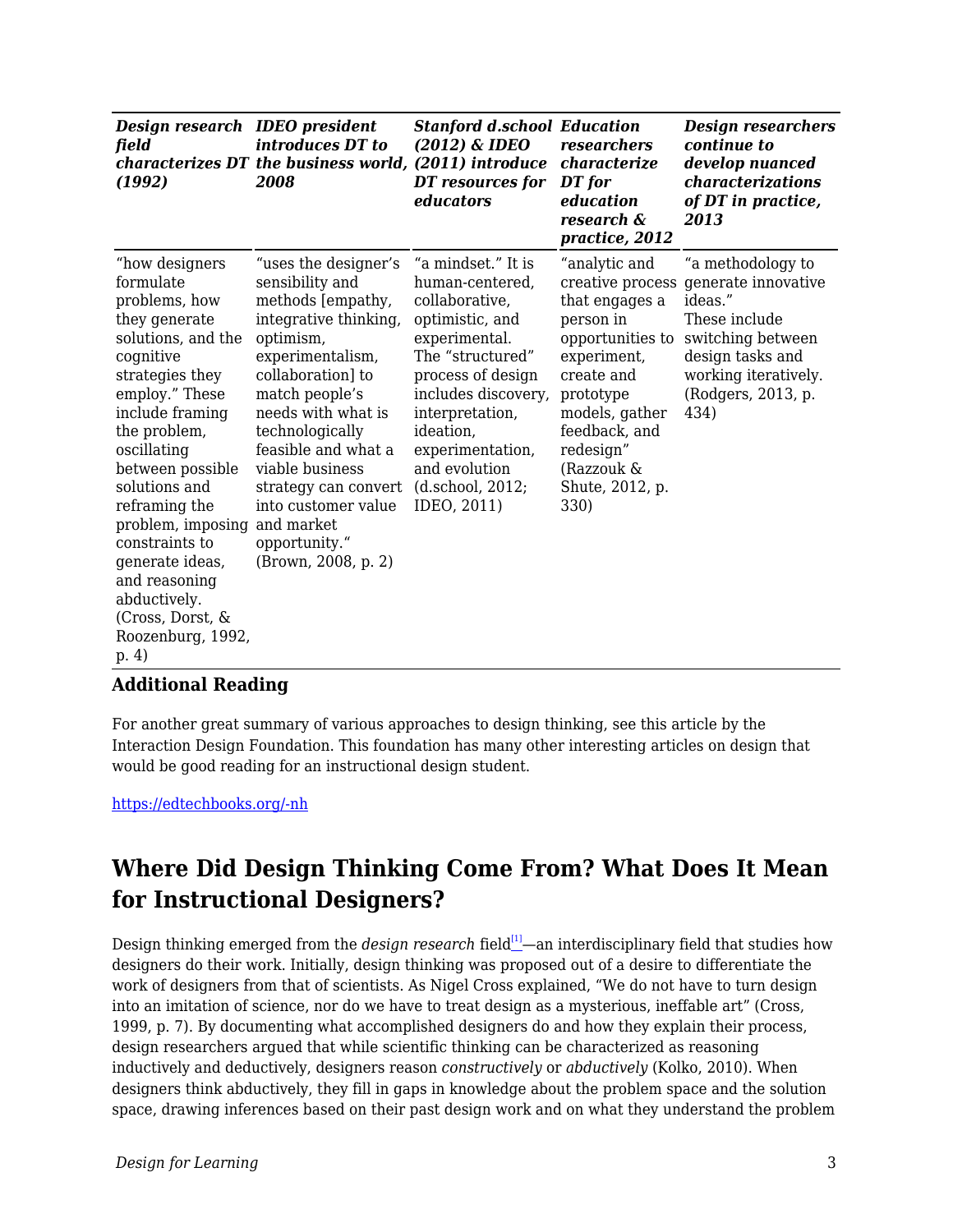| *Design research field characterizes DT (1992)* | *IDEO president introduces DT to the business world, 2008* | *Stanford d.school (2012) & IDEO (2011) introduce DT resources for educators* | *Education researchers characterize DT for education research & practice, 2012* | *Design researchers continue to develop nuanced characterizations of DT in practice, 2013* |
|---|---|---|---|---|
| "how designers formulate problems, how they generate solutions, and the cognitive strategies they employ." These include framing the problem, oscillating between possible solutions and reframing the problem, imposing constraints to generate ideas, and reasoning abductively. (Cross, Dorst, & Roozenburg, 1992, p. 4) | "uses the designer's sensibility and methods [empathy, integrative thinking, optimism, experimentalism, collaboration] to match people's needs with what is technologically feasible and what a viable business strategy can convert into customer value and market opportunity." (Brown, 2008, p. 2) | "a mindset." It is human-centered, collaborative, optimistic, and experimental. The "structured" process of design includes discovery, interpretation, ideation, experimentation, and evolution (d.school, 2012; IDEO, 2011) | "analytic and creative process that engages a person in opportunities to experiment, create and prototype models, gather feedback, and redesign" (Razzouk & Shute, 2012, p. 330) | "a methodology to generate innovative ideas." These include switching between design tasks and working iteratively. (Rodgers, 2013, p. 434) |

### Additional Reading

For another great summary of various approaches to design thinking, see this article by the Interaction Design Foundation. This foundation has many other interesting articles on design that would be good reading for an instructional design student.

https://edtechbooks.org/-nh

## Where Did Design Thinking Come From? What Does It Mean for Instructional Designers?

Design thinking emerged from the *design research* field[1]—an interdisciplinary field that studies how designers do their work. Initially, design thinking was proposed out of a desire to differentiate the work of designers from that of scientists. As Nigel Cross explained, "We do not have to turn design into an imitation of science, nor do we have to treat design as a mysterious, ineffable art" (Cross, 1999, p. 7). By documenting what accomplished designers do and how they explain their process, design researchers argued that while scientific thinking can be characterized as reasoning inductively and deductively, designers reason *constructively* or *abductively* (Kolko, 2010). When designers think abductively, they fill in gaps in knowledge about the problem space and the solution space, drawing inferences based on their past design work and on what they understand the problem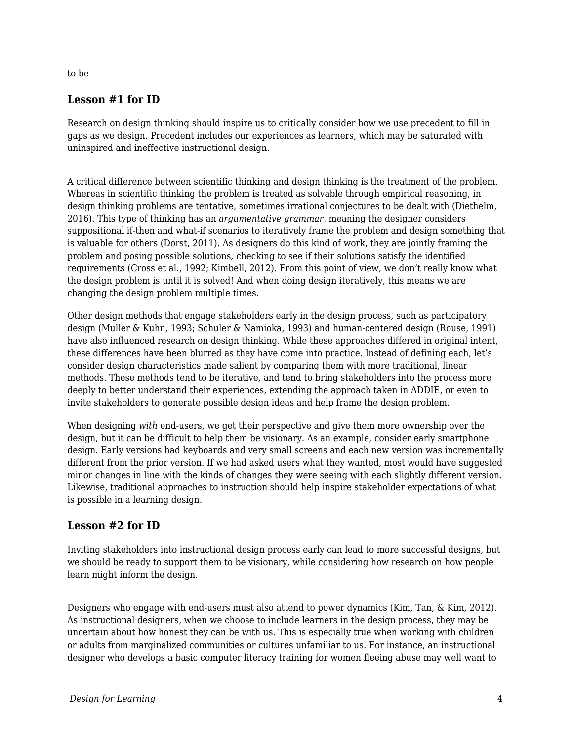to be

### Lesson #1 for ID

Research on design thinking should inspire us to critically consider how we use precedent to fill in gaps as we design. Precedent includes our experiences as learners, which may be saturated with uninspired and ineffective instructional design.

A critical difference between scientific thinking and design thinking is the treatment of the problem. Whereas in scientific thinking the problem is treated as solvable through empirical reasoning, in design thinking problems are tentative, sometimes irrational conjectures to be dealt with (Diethelm, 2016). This type of thinking has an *argumentative grammar,* meaning the designer considers suppositional if-then and what-if scenarios to iteratively frame the problem and design something that is valuable for others (Dorst, 2011). As designers do this kind of work, they are jointly framing the problem and posing possible solutions, checking to see if their solutions satisfy the identified requirements (Cross et al., 1992; Kimbell, 2012). From this point of view, we don't really know what the design problem is until it is solved! And when doing design iteratively, this means we are changing the design problem multiple times.

Other design methods that engage stakeholders early in the design process, such as participatory design (Muller & Kuhn, 1993; Schuler & Namioka, 1993) and human-centered design (Rouse, 1991) have also influenced research on design thinking. While these approaches differed in original intent, these differences have been blurred as they have come into practice. Instead of defining each, let's consider design characteristics made salient by comparing them with more traditional, linear methods. These methods tend to be iterative, and tend to bring stakeholders into the process more deeply to better understand their experiences, extending the approach taken in ADDIE, or even to invite stakeholders to generate possible design ideas and help frame the design problem.

When designing *with* end-users, we get their perspective and give them more ownership over the design, but it can be difficult to help them be visionary. As an example, consider early smartphone design. Early versions had keyboards and very small screens and each new version was incrementally different from the prior version. If we had asked users what they wanted, most would have suggested minor changes in line with the kinds of changes they were seeing with each slightly different version. Likewise, traditional approaches to instruction should help inspire stakeholder expectations of what is possible in a learning design.

### Lesson #2 for ID

Inviting stakeholders into instructional design process early can lead to more successful designs, but we should be ready to support them to be visionary, while considering how research on how people learn might inform the design.

Designers who engage with end-users must also attend to power dynamics (Kim, Tan, & Kim, 2012). As instructional designers, when we choose to include learners in the design process, they may be uncertain about how honest they can be with us. This is especially true when working with children or adults from marginalized communities or cultures unfamiliar to us. For instance, an instructional designer who develops a basic computer literacy training for women fleeing abuse may well want to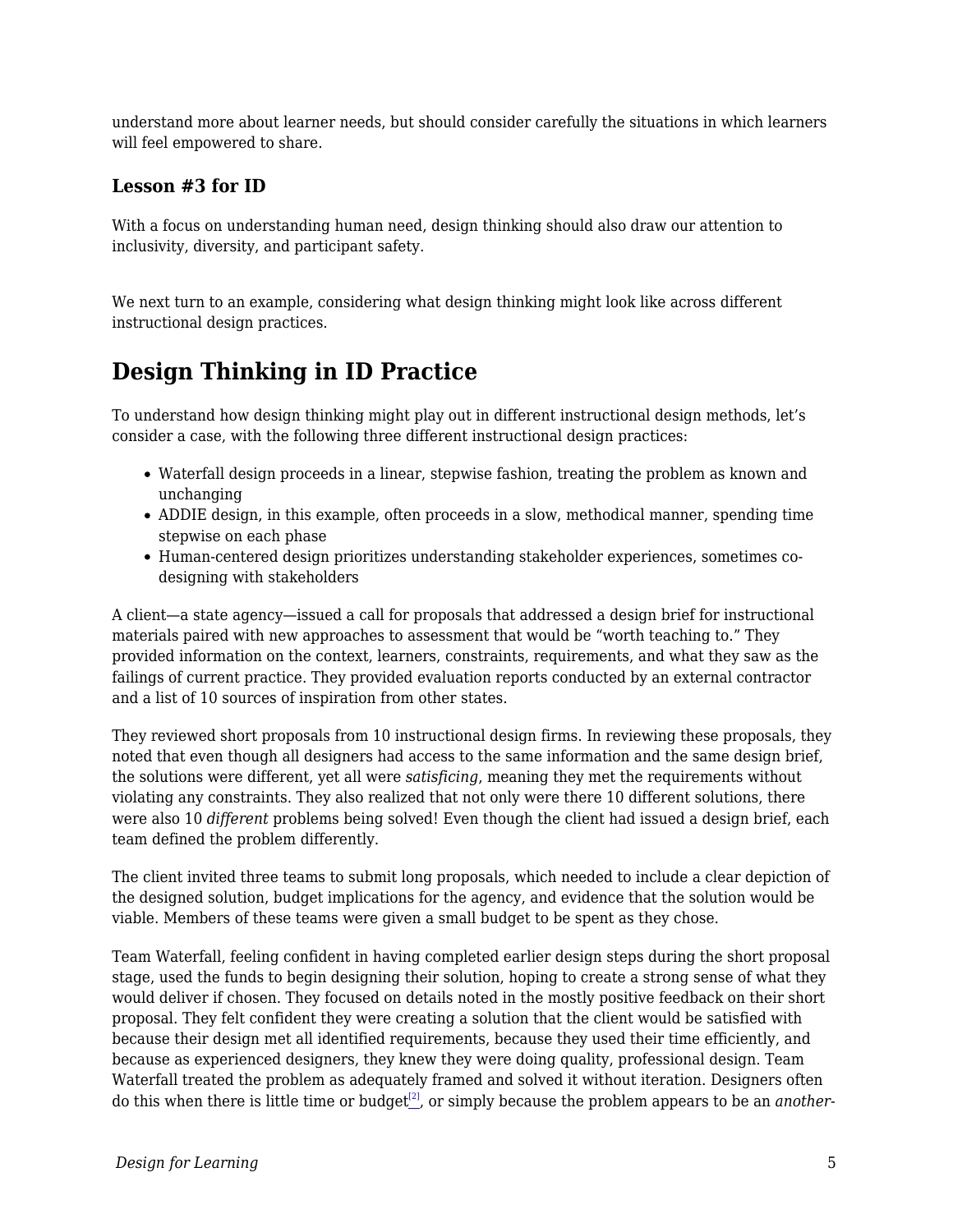understand more about learner needs, but should consider carefully the situations in which learners will feel empowered to share.

### Lesson #3 for ID

With a focus on understanding human need, design thinking should also draw our attention to inclusivity, diversity, and participant safety.

We next turn to an example, considering what design thinking might look like across different instructional design practices.

## Design Thinking in ID Practice

To understand how design thinking might play out in different instructional design methods, let's consider a case, with the following three different instructional design practices:

- Waterfall design proceeds in a linear, stepwise fashion, treating the problem as known and unchanging
- ADDIE design, in this example, often proceeds in a slow, methodical manner, spending time stepwise on each phase
- Human-centered design prioritizes understanding stakeholder experiences, sometimes co-designing with stakeholders

A client—a state agency—issued a call for proposals that addressed a design brief for instructional materials paired with new approaches to assessment that would be "worth teaching to." They provided information on the context, learners, constraints, requirements, and what they saw as the failings of current practice. They provided evaluation reports conducted by an external contractor and a list of 10 sources of inspiration from other states.

They reviewed short proposals from 10 instructional design firms. In reviewing these proposals, they noted that even though all designers had access to the same information and the same design brief, the solutions were different, yet all were *satisficing*, meaning they met the requirements without violating any constraints. They also realized that not only were there 10 different solutions, there were also 10 *different* problems being solved! Even though the client had issued a design brief, each team defined the problem differently.

The client invited three teams to submit long proposals, which needed to include a clear depiction of the designed solution, budget implications for the agency, and evidence that the solution would be viable. Members of these teams were given a small budget to be spent as they chose.

Team Waterfall, feeling confident in having completed earlier design steps during the short proposal stage, used the funds to begin designing their solution, hoping to create a strong sense of what they would deliver if chosen. They focused on details noted in the mostly positive feedback on their short proposal. They felt confident they were creating a solution that the client would be satisfied with because their design met all identified requirements, because they used their time efficiently, and because as experienced designers, they knew they were doing quality, professional design. Team Waterfall treated the problem as adequately framed and solved it without iteration. Designers often do this when there is little time or budget[2], or simply because the problem appears to be an *another-*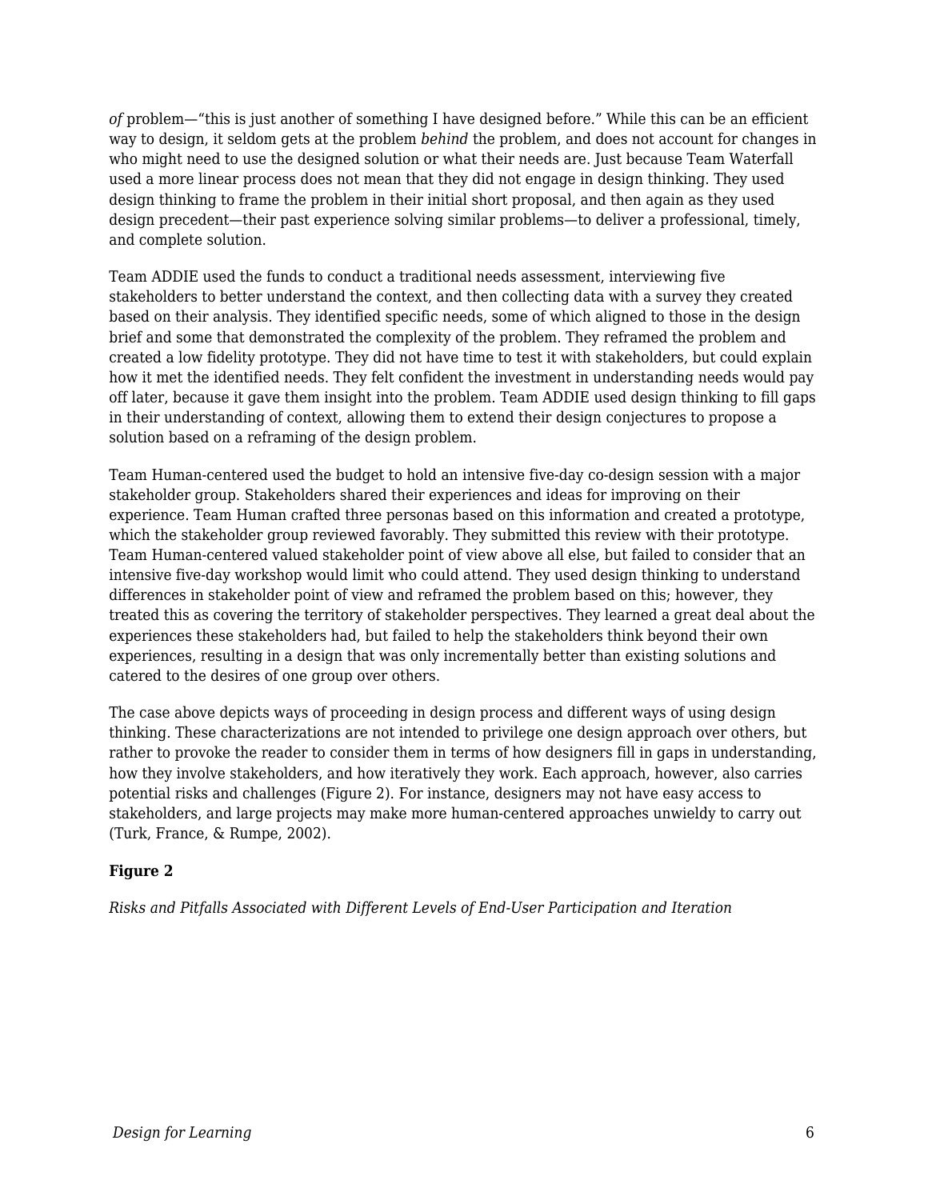*of* problem—"this is just another of something I have designed before." While this can be an efficient way to design, it seldom gets at the problem *behind* the problem, and does not account for changes in who might need to use the designed solution or what their needs are. Just because Team Waterfall used a more linear process does not mean that they did not engage in design thinking. They used design thinking to frame the problem in their initial short proposal, and then again as they used design precedent—their past experience solving similar problems—to deliver a professional, timely, and complete solution.

Team ADDIE used the funds to conduct a traditional needs assessment, interviewing five stakeholders to better understand the context, and then collecting data with a survey they created based on their analysis. They identified specific needs, some of which aligned to those in the design brief and some that demonstrated the complexity of the problem. They reframed the problem and created a low fidelity prototype. They did not have time to test it with stakeholders, but could explain how it met the identified needs. They felt confident the investment in understanding needs would pay off later, because it gave them insight into the problem. Team ADDIE used design thinking to fill gaps in their understanding of context, allowing them to extend their design conjectures to propose a solution based on a reframing of the design problem.

Team Human-centered used the budget to hold an intensive five-day co-design session with a major stakeholder group. Stakeholders shared their experiences and ideas for improving on their experience. Team Human crafted three personas based on this information and created a prototype, which the stakeholder group reviewed favorably. They submitted this review with their prototype. Team Human-centered valued stakeholder point of view above all else, but failed to consider that an intensive five-day workshop would limit who could attend. They used design thinking to understand differences in stakeholder point of view and reframed the problem based on this; however, they treated this as covering the territory of stakeholder perspectives. They learned a great deal about the experiences these stakeholders had, but failed to help the stakeholders think beyond their own experiences, resulting in a design that was only incrementally better than existing solutions and catered to the desires of one group over others.

The case above depicts ways of proceeding in design process and different ways of using design thinking. These characterizations are not intended to privilege one design approach over others, but rather to provoke the reader to consider them in terms of how designers fill in gaps in understanding, how they involve stakeholders, and how iteratively they work. Each approach, however, also carries potential risks and challenges (Figure 2). For instance, designers may not have easy access to stakeholders, and large projects may make more human-centered approaches unwieldy to carry out (Turk, France, & Rumpe, 2002).

**Figure 2**

*Risks and Pitfalls Associated with Different Levels of End-User Participation and Iteration*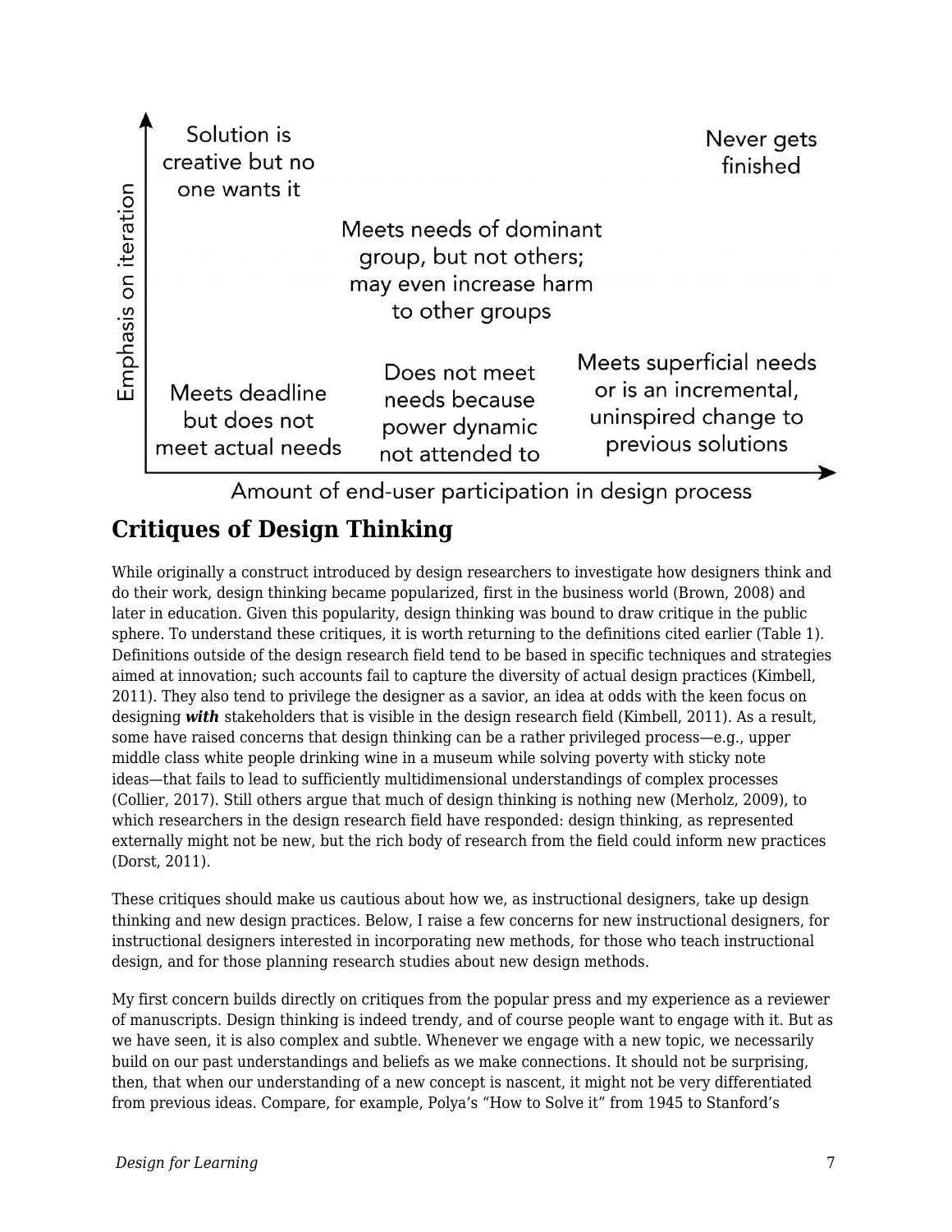Solution is creative but no one wants it

Never gets finished

Meets needs of dominant group, but not others; may even increase harm to other groups

Meets deadline but does not meet actual needs

Does not meet needs because power dynamic not attended to

Meets superficial needs or is an incremental, uninspired change to previous solutions

Emphasis on iteration

Amount of end-user participation in design process

## Critiques of Design Thinking

While originally a construct introduced by design researchers to investigate how designers think and do their work, design thinking became popularized, first in the business world (Brown, 2008) and later in education. Given this popularity, design thinking was bound to draw critique in the public sphere. To understand these critiques, it is worth returning to the definitions cited earlier (Table 1). Definitions outside of the design research field tend to be based in specific techniques and strategies aimed at innovation; such accounts fail to capture the diversity of actual design practices (Kimbell, 2011). They also tend to privilege the designer as a savior, an idea at odds with the keen focus on designing ***with*** stakeholders that is visible in the design research field (Kimbell, 2011). As a result, some have raised concerns that design thinking can be a rather privileged process—e.g., upper middle class white people drinking wine in a museum while solving poverty with sticky note ideas—that fails to lead to sufficiently multidimensional understandings of complex processes (Collier, 2017). Still others argue that much of design thinking is nothing new (Merholz, 2009), to which researchers in the design research field have responded: design thinking, as represented externally might not be new, but the rich body of research from the field could inform new practices (Dorst, 2011).

These critiques should make us cautious about how we, as instructional designers, take up design thinking and new design practices. Below, I raise a few concerns for new instructional designers, for instructional designers interested in incorporating new methods, for those who teach instructional design, and for those planning research studies about new design methods.

My first concern builds directly on critiques from the popular press and my experience as a reviewer of manuscripts. Design thinking is indeed trendy, and of course people want to engage with it. But as we have seen, it is also complex and subtle. Whenever we engage with a new topic, we necessarily build on our past understandings and beliefs as we make connections. It should not be surprising, then, that when our understanding of a new concept is nascent, it might not be very differentiated from previous ideas. Compare, for example, Polya's "How to Solve it" from 1945 to Stanford's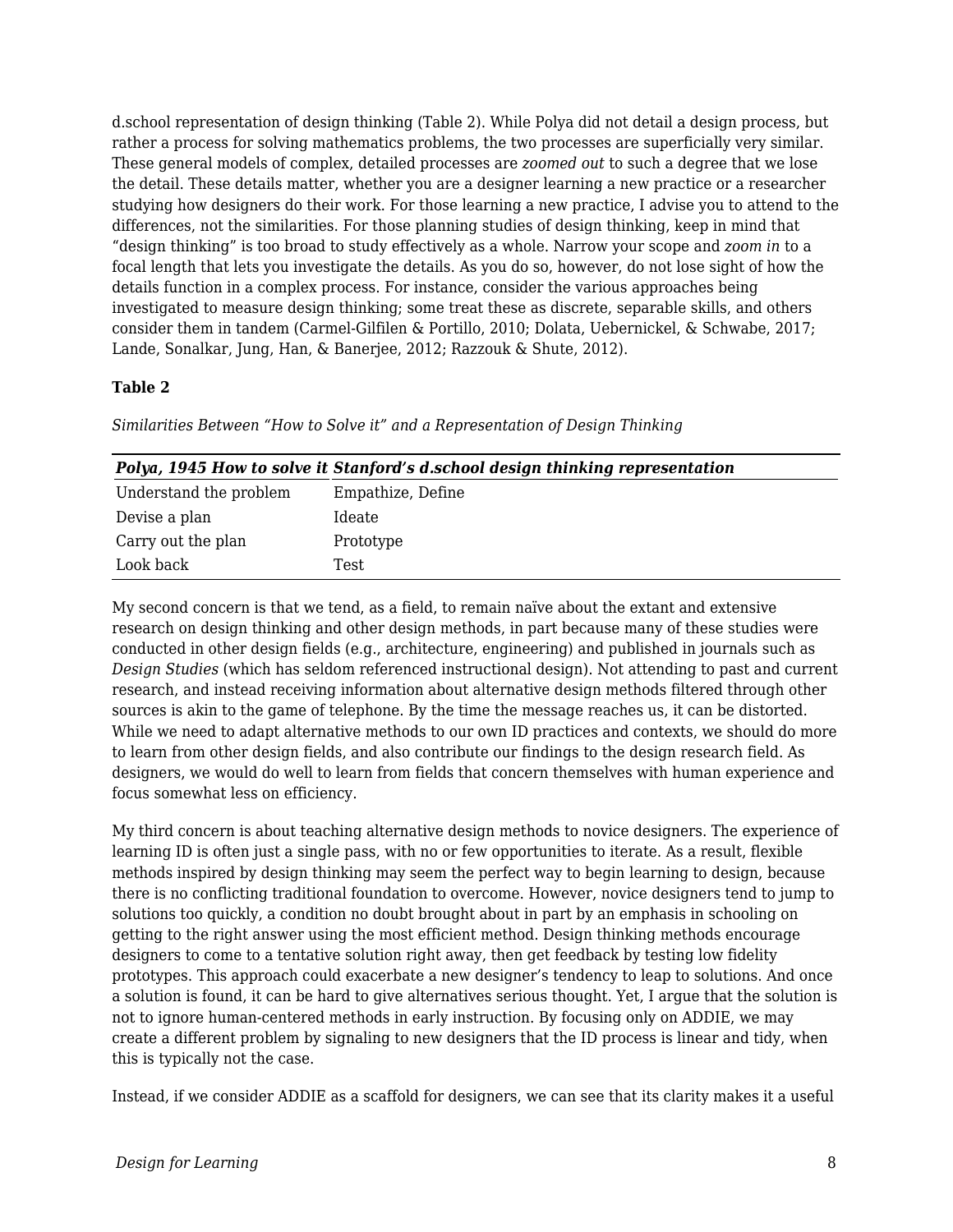d.school representation of design thinking (Table 2). While Polya did not detail a design process, but rather a process for solving mathematics problems, the two processes are superficially very similar. These general models of complex, detailed processes are *zoomed out* to such a degree that we lose the detail. These details matter, whether you are a designer learning a new practice or a researcher studying how designers do their work. For those learning a new practice, I advise you to attend to the differences, not the similarities. For those planning studies of design thinking, keep in mind that "design thinking" is too broad to study effectively as a whole. Narrow your scope and *zoom in* to a focal length that lets you investigate the details. As you do so, however, do not lose sight of how the details function in a complex process. For instance, consider the various approaches being investigated to measure design thinking; some treat these as discrete, separable skills, and others consider them in tandem (Carmel-Gilfilen & Portillo, 2010; Dolata, Uebernickel, & Schwabe, 2017; Lande, Sonalkar, Jung, Han, & Banerjee, 2012; Razzouk & Shute, 2012).

**Table 2**

*Similarities Between "How to Solve it" and a Representation of Design Thinking*

| ***Polya, 1945 How to solve it*** | ***Stanford's d.school design thinking representation*** |
|---|---|
| Understand the problem | Empathize, Define |
| Devise a plan | Ideate |
| Carry out the plan | Prototype |
| Look back | Test |

My second concern is that we tend, as a field, to remain naïve about the extant and extensive research on design thinking and other design methods, in part because many of these studies were conducted in other design fields (e.g., architecture, engineering) and published in journals such as *Design Studies* (which has seldom referenced instructional design). Not attending to past and current research, and instead receiving information about alternative design methods filtered through other sources is akin to the game of telephone. By the time the message reaches us, it can be distorted. While we need to adapt alternative methods to our own ID practices and contexts, we should do more to learn from other design fields, and also contribute our findings to the design research field. As designers, we would do well to learn from fields that concern themselves with human experience and focus somewhat less on efficiency.

My third concern is about teaching alternative design methods to novice designers. The experience of learning ID is often just a single pass, with no or few opportunities to iterate. As a result, flexible methods inspired by design thinking may seem the perfect way to begin learning to design, because there is no conflicting traditional foundation to overcome. However, novice designers tend to jump to solutions too quickly, a condition no doubt brought about in part by an emphasis in schooling on getting to the right answer using the most efficient method. Design thinking methods encourage designers to come to a tentative solution right away, then get feedback by testing low fidelity prototypes. This approach could exacerbate a new designer's tendency to leap to solutions. And once a solution is found, it can be hard to give alternatives serious thought. Yet, I argue that the solution is not to ignore human-centered methods in early instruction. By focusing only on ADDIE, we may create a different problem by signaling to new designers that the ID process is linear and tidy, when this is typically not the case.

Instead, if we consider ADDIE as a scaffold for designers, we can see that its clarity makes it a useful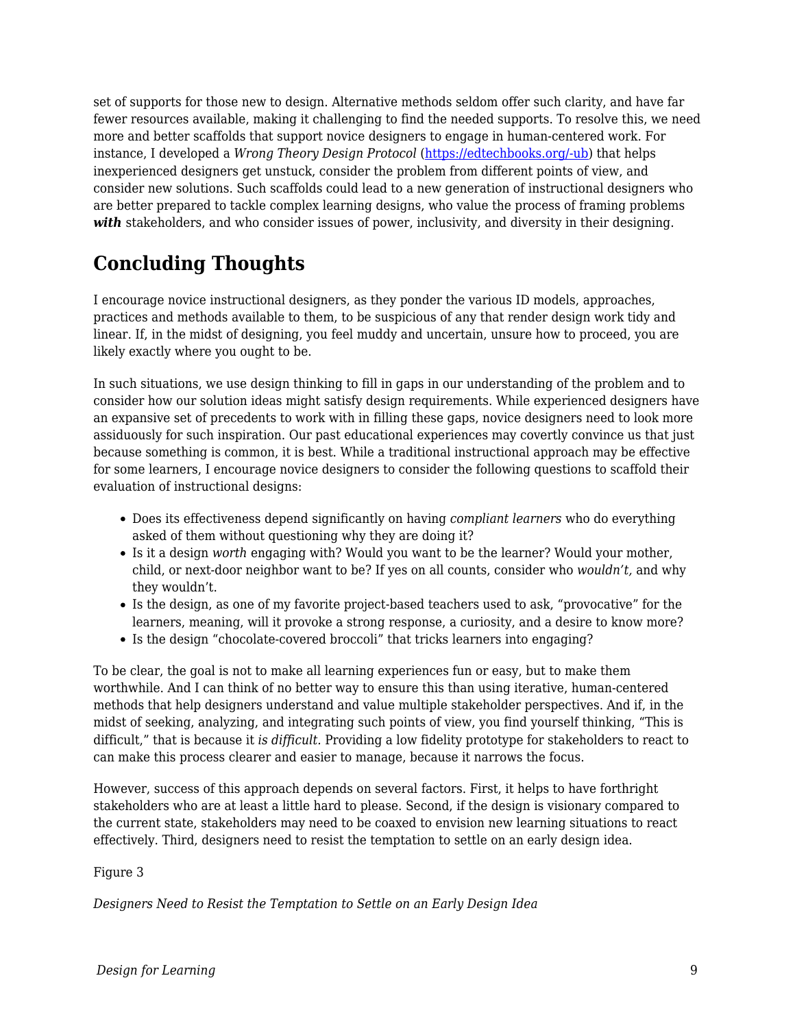set of supports for those new to design. Alternative methods seldom offer such clarity, and have far fewer resources available, making it challenging to find the needed supports. To resolve this, we need more and better scaffolds that support novice designers to engage in human-centered work. For instance, I developed a *Wrong Theory Design Protocol* ([https://edtechbooks.org/-ub](https://edtechbooks.org/-ub)) that helps inexperienced designers get unstuck, consider the problem from different points of view, and consider new solutions. Such scaffolds could lead to a new generation of instructional designers who are better prepared to tackle complex learning designs, who value the process of framing problems ***with*** stakeholders, and who consider issues of power, inclusivity, and diversity in their designing.

## Concluding Thoughts

I encourage novice instructional designers, as they ponder the various ID models, approaches, practices and methods available to them, to be suspicious of any that render design work tidy and linear. If, in the midst of designing, you feel muddy and uncertain, unsure how to proceed, you are likely exactly where you ought to be.

In such situations, we use design thinking to fill in gaps in our understanding of the problem and to consider how our solution ideas might satisfy design requirements. While experienced designers have an expansive set of precedents to work with in filling these gaps, novice designers need to look more assiduously for such inspiration. Our past educational experiences may covertly convince us that just because something is common, it is best. While a traditional instructional approach may be effective for some learners, I encourage novice designers to consider the following questions to scaffold their evaluation of instructional designs:

- Does its effectiveness depend significantly on having *compliant learners* who do everything asked of them without questioning why they are doing it?
- Is it a design *worth* engaging with? Would you want to be the learner? Would your mother, child, or next-door neighbor want to be? If yes on all counts, consider who *wouldn't,* and why they wouldn't.
- Is the design, as one of my favorite project-based teachers used to ask, "provocative" for the learners, meaning, will it provoke a strong response, a curiosity, and a desire to know more?
- Is the design "chocolate-covered broccoli" that tricks learners into engaging?

To be clear, the goal is not to make all learning experiences fun or easy, but to make them worthwhile. And I can think of no better way to ensure this than using iterative, human-centered methods that help designers understand and value multiple stakeholder perspectives. And if, in the midst of seeking, analyzing, and integrating such points of view, you find yourself thinking, "This is difficult," that is because it *is difficult.* Providing a low fidelity prototype for stakeholders to react to can make this process clearer and easier to manage, because it narrows the focus.

However, success of this approach depends on several factors. First, it helps to have forthright stakeholders who are at least a little hard to please. Second, if the design is visionary compared to the current state, stakeholders may need to be coaxed to envision new learning situations to react effectively. Third, designers need to resist the temptation to settle on an early design idea.

Figure 3

*Designers Need to Resist the Temptation to Settle on an Early Design Idea*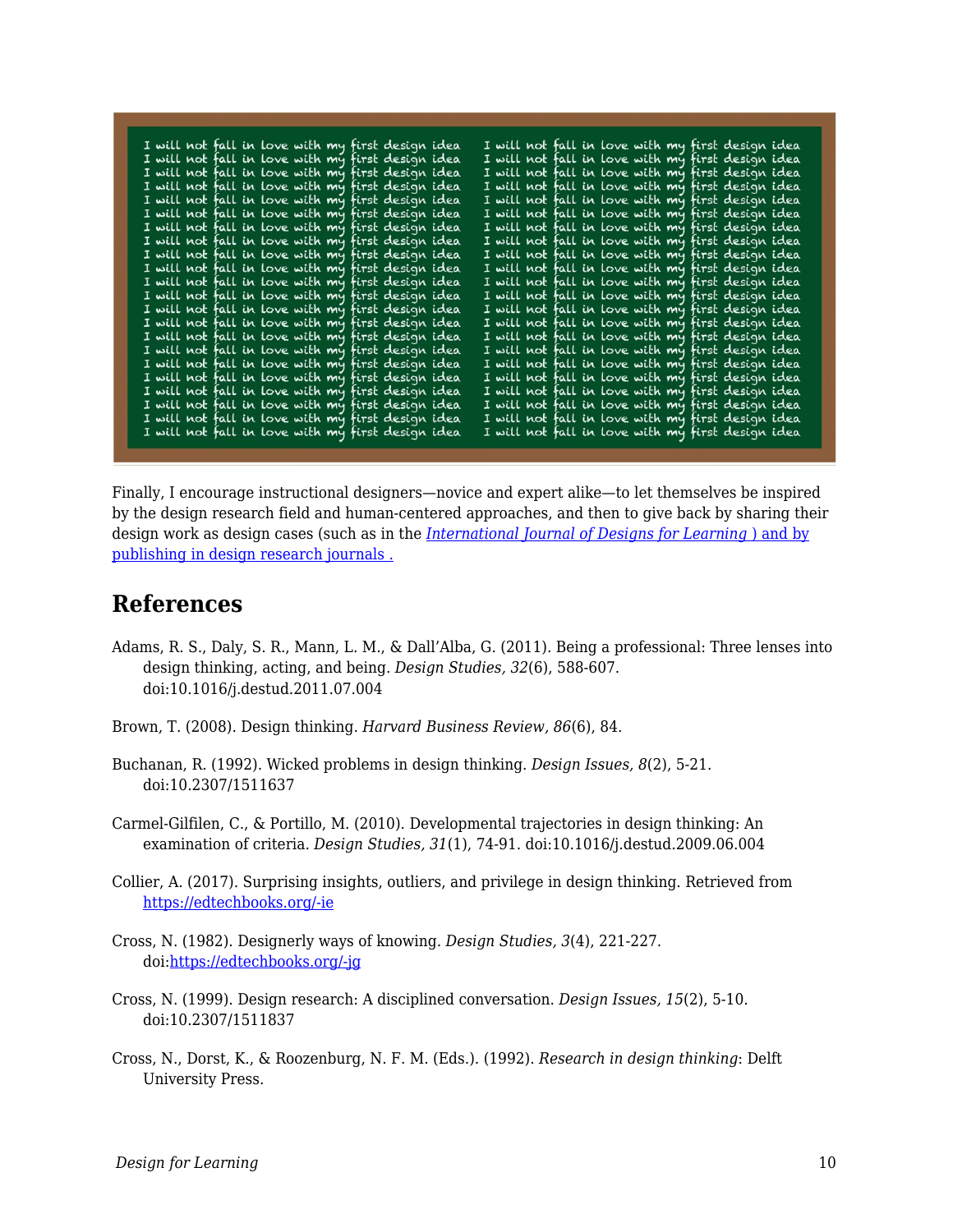Finally, I encourage instructional designers—novice and expert alike—to let themselves be inspired by the design research field and human-centered approaches, and then to give back by sharing their design work as design cases (such as in the *International Journal of Designs for Learning* ) and by publishing in design research journals .

## References

Adams, R. S., Daly, S. R., Mann, L. M., & Dall'Alba, G. (2011). Being a professional: Three lenses into design thinking, acting, and being. *Design Studies, 32*(6), 588-607. doi:10.1016/j.destud.2011.07.004

Brown, T. (2008). Design thinking. *Harvard Business Review, 86*(6), 84.

Buchanan, R. (1992). Wicked problems in design thinking. *Design Issues, 8*(2), 5-21. doi:10.2307/1511637

Carmel-Gilfilen, C., & Portillo, M. (2010). Developmental trajectories in design thinking: An examination of criteria. *Design Studies, 31*(1), 74-91. doi:10.1016/j.destud.2009.06.004

Collier, A. (2017). Surprising insights, outliers, and privilege in design thinking. Retrieved from https://edtechbooks.org/-ie

Cross, N. (1982). Designerly ways of knowing. *Design Studies, 3*(4), 221-227. doi:https://edtechbooks.org/-jg

Cross, N. (1999). Design research: A disciplined conversation. *Design Issues, 15*(2), 5-10. doi:10.2307/1511837

Cross, N., Dorst, K., & Roozenburg, N. F. M. (Eds.). (1992). *Research in design thinking*: Delft University Press.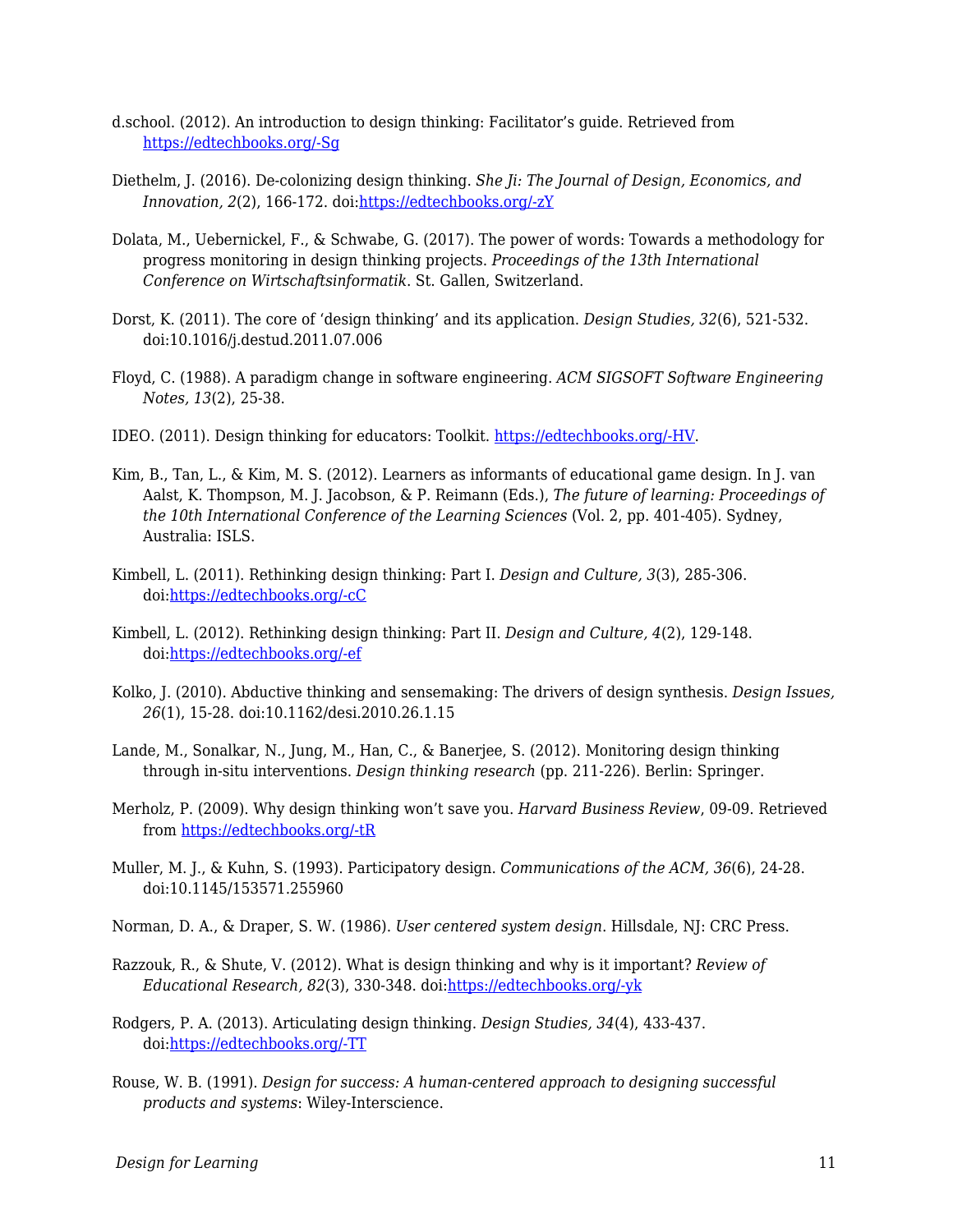d.school. (2012). An introduction to design thinking: Facilitator's guide. Retrieved from https://edtechbooks.org/-Sg

Diethelm, J. (2016). De-colonizing design thinking. *She Ji: The Journal of Design, Economics, and Innovation, 2*(2), 166-172. doi:https://edtechbooks.org/-zY

Dolata, M., Uebernickel, F., & Schwabe, G. (2017). The power of words: Towards a methodology for progress monitoring in design thinking projects. *Proceedings of the 13th International Conference on Wirtschaftsinformatik*. St. Gallen, Switzerland.

Dorst, K. (2011). The core of 'design thinking' and its application. *Design Studies, 32*(6), 521-532. doi:10.1016/j.destud.2011.07.006

Floyd, C. (1988). A paradigm change in software engineering. *ACM SIGSOFT Software Engineering Notes, 13*(2), 25-38.

IDEO. (2011). Design thinking for educators: Toolkit. https://edtechbooks.org/-HV.

Kim, B., Tan, L., & Kim, M. S. (2012). Learners as informants of educational game design. In J. van Aalst, K. Thompson, M. J. Jacobson, & P. Reimann (Eds.), *The future of learning: Proceedings of the 10th International Conference of the Learning Sciences* (Vol. 2, pp. 401-405). Sydney, Australia: ISLS.

Kimbell, L. (2011). Rethinking design thinking: Part I. *Design and Culture, 3*(3), 285-306. doi:https://edtechbooks.org/-cC

Kimbell, L. (2012). Rethinking design thinking: Part II. *Design and Culture, 4*(2), 129-148. doi:https://edtechbooks.org/-ef

Kolko, J. (2010). Abductive thinking and sensemaking: The drivers of design synthesis. *Design Issues, 26*(1), 15-28. doi:10.1162/desi.2010.26.1.15

Lande, M., Sonalkar, N., Jung, M., Han, C., & Banerjee, S. (2012). Monitoring design thinking through in-situ interventions. *Design thinking research* (pp. 211-226). Berlin: Springer.

Merholz, P. (2009). Why design thinking won't save you. *Harvard Business Review*, 09-09. Retrieved from https://edtechbooks.org/-tR

Muller, M. J., & Kuhn, S. (1993). Participatory design. *Communications of the ACM, 36*(6), 24-28. doi:10.1145/153571.255960

Norman, D. A., & Draper, S. W. (1986). *User centered system design*. Hillsdale, NJ: CRC Press.

Razzouk, R., & Shute, V. (2012). What is design thinking and why is it important? *Review of Educational Research, 82*(3), 330-348. doi:https://edtechbooks.org/-yk

Rodgers, P. A. (2013). Articulating design thinking. *Design Studies, 34*(4), 433-437. doi:https://edtechbooks.org/-TT

Rouse, W. B. (1991). *Design for success: A human-centered approach to designing successful products and systems*: Wiley-Interscience.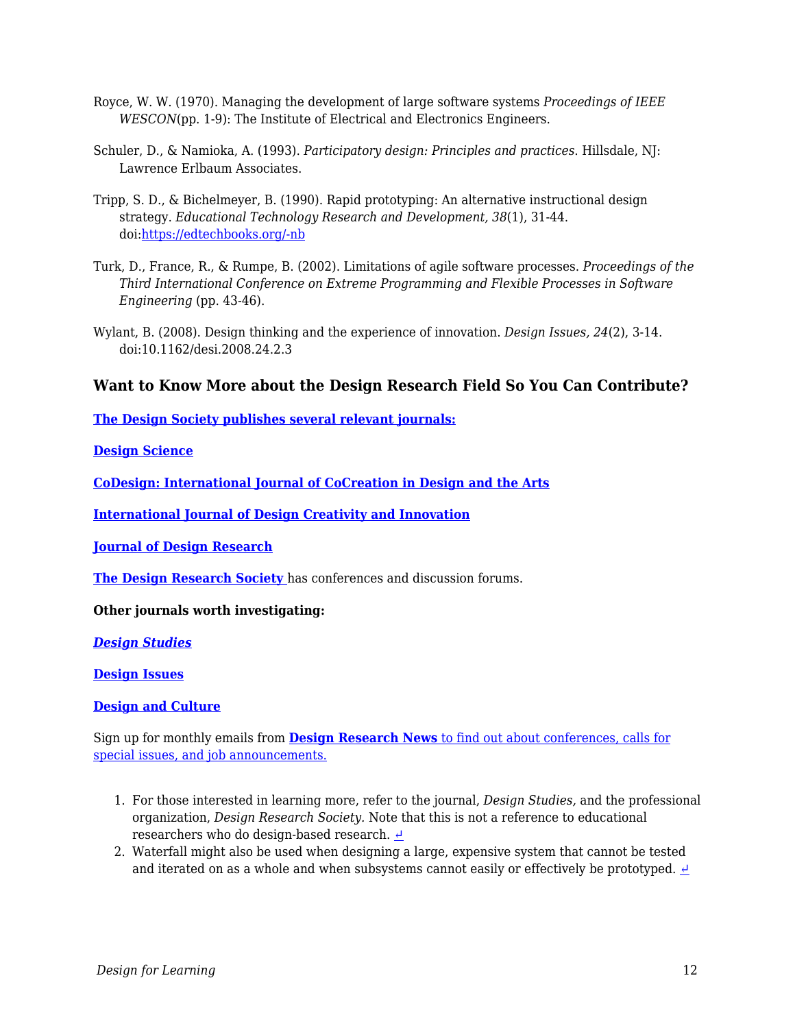Royce, W. W. (1970). Managing the development of large software systems *Proceedings of IEEE WESCON*(pp. 1-9): The Institute of Electrical and Electronics Engineers.

Schuler, D., & Namioka, A. (1993). *Participatory design: Principles and practices*. Hillsdale, NJ: Lawrence Erlbaum Associates.

Tripp, S. D., & Bichelmeyer, B. (1990). Rapid prototyping: An alternative instructional design strategy. *Educational Technology Research and Development, 38*(1), 31-44. doi:[https://edtechbooks.org/-nb](https://edtechbooks.org/-nb)

Turk, D., France, R., & Rumpe, B. (2002). Limitations of agile software processes. *Proceedings of the Third International Conference on Extreme Programming and Flexible Processes in Software Engineering* (pp. 43-46).

Wylant, B. (2008). Design thinking and the experience of innovation. *Design Issues, 24*(2), 3-14. doi:10.1162/desi.2008.24.2.3

### Want to Know More about the Design Research Field So You Can Contribute?

**The Design Society publishes several relevant journals:**

**Design Science**

**CoDesign: International Journal of CoCreation in Design and the Arts**

**International Journal of Design Creativity and Innovation**

**Journal of Design Research**

**The Design Research Society** has conferences and discussion forums.

**Other journals worth investigating:**

***Design Studies***

**Design Issues**

**Design and Culture**

Sign up for monthly emails from **Design Research News** to find out about conferences, calls for special issues, and job announcements.

1. For those interested in learning more, refer to the journal, *Design Studies*, and the professional organization, *Design Research Society*. Note that this is not a reference to educational researchers who do design-based research. ↵
2. Waterfall might also be used when designing a large, expensive system that cannot be tested and iterated on as a whole and when subsystems cannot easily or effectively be prototyped. ↵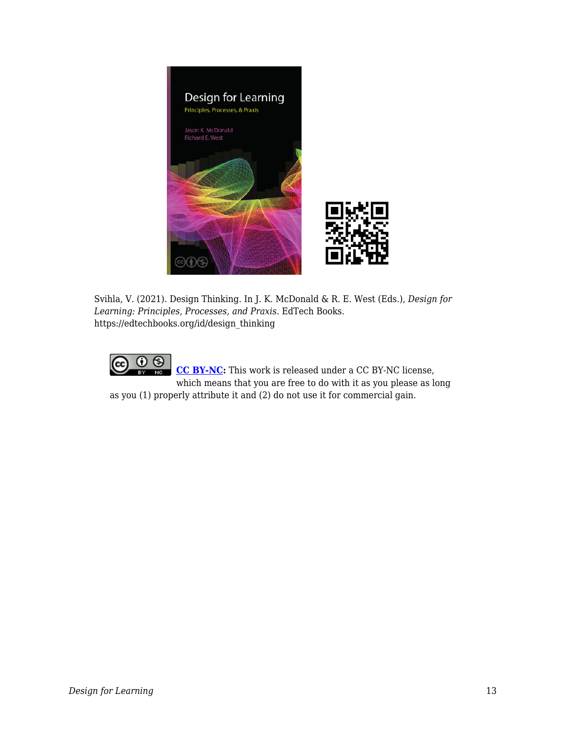Svihla, V. (2021). Design Thinking. In J. K. McDonald & R. E. West (Eds.), *Design for Learning: Principles, Processes, and Praxis*. EdTech Books. https://edtechbooks.org/id/design_thinking

**CC BY-NC:** This work is released under a CC BY-NC license, which means that you are free to do with it as you please as long as you (1) properly attribute it and (2) do not use it for commercial gain.